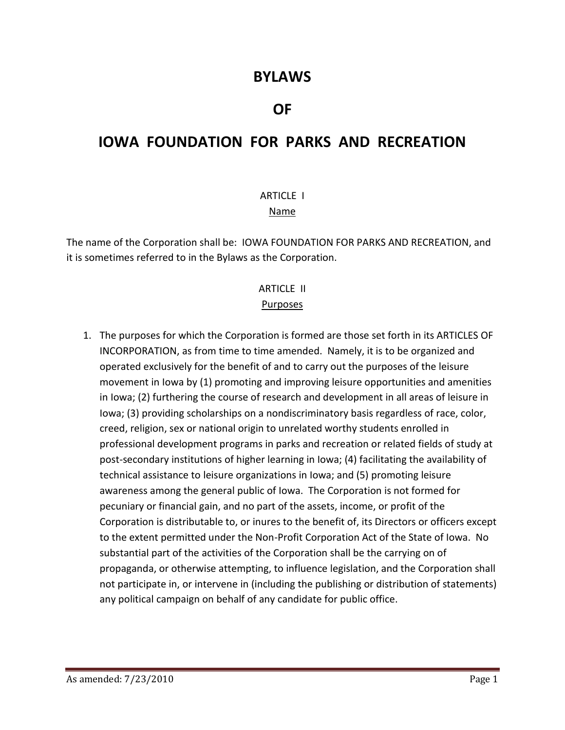# BYLAWS

# OF

# IOWA FOUNDATION FOR PARKS AND RECREATION

## ARTICLE I
## Name

The name of the Corporation shall be: IOWA FOUNDATION FOR PARKS AND RECREATION, and it is sometimes referred to in the Bylaws as the Corporation.

## ARTICLE II
## Purposes

1. The purposes for which the Corporation is formed are those set forth in its ARTICLES OF INCORPORATION, as from time to time amended. Namely, it is to be organized and operated exclusively for the benefit of and to carry out the purposes of the leisure movement in Iowa by (1) promoting and improving leisure opportunities and amenities in Iowa; (2) furthering the course of research and development in all areas of leisure in Iowa; (3) providing scholarships on a nondiscriminatory basis regardless of race, color, creed, religion, sex or national origin to unrelated worthy students enrolled in professional development programs in parks and recreation or related fields of study at post-secondary institutions of higher learning in Iowa; (4) facilitating the availability of technical assistance to leisure organizations in Iowa; and (5) promoting leisure awareness among the general public of Iowa. The Corporation is not formed for pecuniary or financial gain, and no part of the assets, income, or profit of the Corporation is distributable to, or inures to the benefit of, its Directors or officers except to the extent permitted under the Non-Profit Corporation Act of the State of Iowa. No substantial part of the activities of the Corporation shall be the carrying on of propaganda, or otherwise attempting, to influence legislation, and the Corporation shall not participate in, or intervene in (including the publishing or distribution of statements) any political campaign on behalf of any candidate for public office.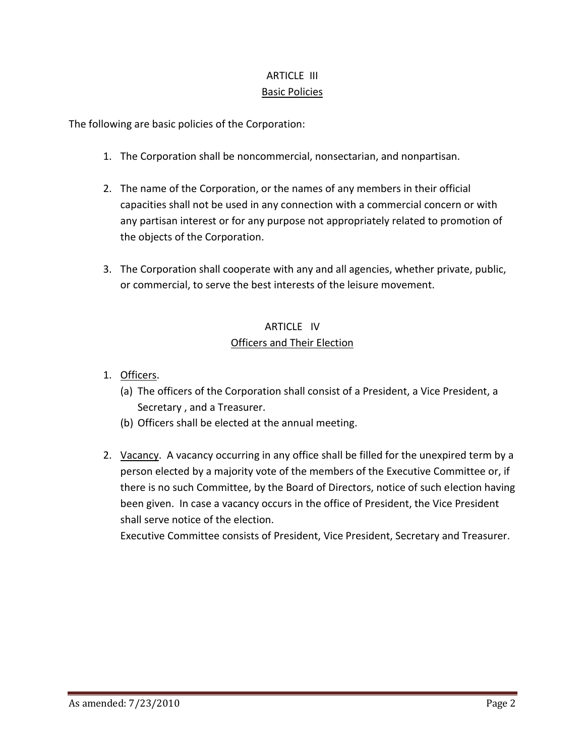## ARTICLE III
## Basic Policies

The following are basic policies of the Corporation:

1. The Corporation shall be noncommercial, nonsectarian, and nonpartisan.

2. The name of the Corporation, or the names of any members in their official capacities shall not be used in any connection with a commercial concern or with any partisan interest or for any purpose not appropriately related to promotion of the objects of the Corporation.

3. The Corporation shall cooperate with any and all agencies, whether private, public, or commercial, to serve the best interests of the leisure movement.

## ARTICLE IV
## Officers and Their Election

1. Officers.
   (a) The officers of the Corporation shall consist of a President, a Vice President, a Secretary , and a Treasurer.
   (b) Officers shall be elected at the annual meeting.

2. Vacancy. A vacancy occurring in any office shall be filled for the unexpired term by a person elected by a majority vote of the members of the Executive Committee or, if there is no such Committee, by the Board of Directors, notice of such election having been given. In case a vacancy occurs in the office of President, the Vice President shall serve notice of the election.
   Executive Committee consists of President, Vice President, Secretary and Treasurer.

As amended: 7/23/2010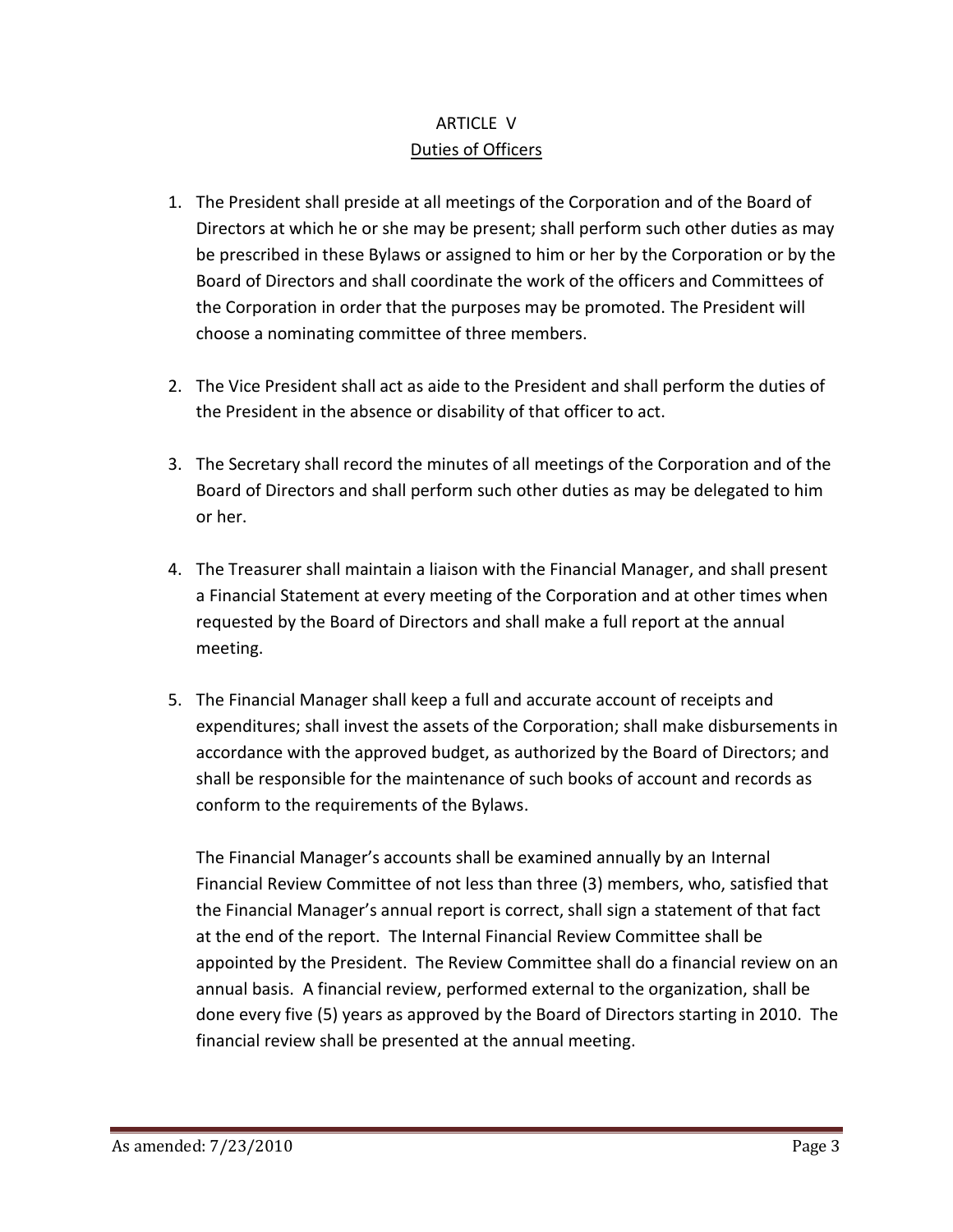## ARTICLE V

## Duties of Officers

1. The President shall preside at all meetings of the Corporation and of the Board of Directors at which he or she may be present; shall perform such other duties as may be prescribed in these Bylaws or assigned to him or her by the Corporation or by the Board of Directors and shall coordinate the work of the officers and Committees of the Corporation in order that the purposes may be promoted. The President will choose a nominating committee of three members.

2. The Vice President shall act as aide to the President and shall perform the duties of the President in the absence or disability of that officer to act.

3. The Secretary shall record the minutes of all meetings of the Corporation and of the Board of Directors and shall perform such other duties as may be delegated to him or her.

4. The Treasurer shall maintain a liaison with the Financial Manager, and shall present a Financial Statement at every meeting of the Corporation and at other times when requested by the Board of Directors and shall make a full report at the annual meeting.

5. The Financial Manager shall keep a full and accurate account of receipts and expenditures; shall invest the assets of the Corporation; shall make disbursements in accordance with the approved budget, as authorized by the Board of Directors; and shall be responsible for the maintenance of such books of account and records as conform to the requirements of the Bylaws.

   The Financial Manager's accounts shall be examined annually by an Internal Financial Review Committee of not less than three (3) members, who, satisfied that the Financial Manager's annual report is correct, shall sign a statement of that fact at the end of the report. The Internal Financial Review Committee shall be appointed by the President. The Review Committee shall do a financial review on an annual basis. A financial review, performed external to the organization, shall be done every five (5) years as approved by the Board of Directors starting in 2010. The financial review shall be presented at the annual meeting.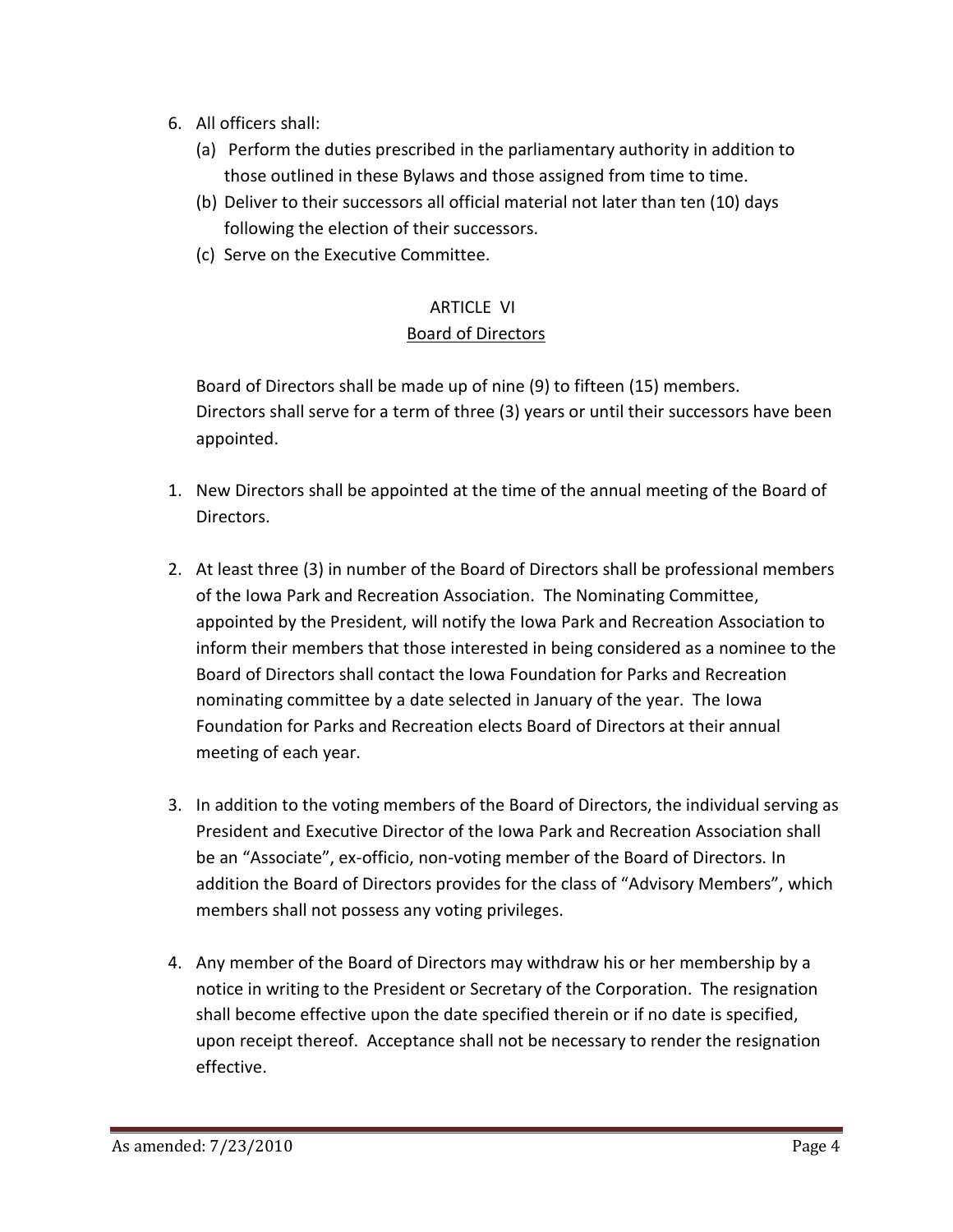6. All officers shall:
   (a) Perform the duties prescribed in the parliamentary authority in addition to those outlined in these Bylaws and those assigned from time to time.
   (b) Deliver to their successors all official material not later than ten (10) days following the election of their successors.
   (c) Serve on the Executive Committee.

## ARTICLE VI
## Board of Directors

Board of Directors shall be made up of nine (9) to fifteen (15) members. Directors shall serve for a term of three (3) years or until their successors have been appointed.

1. New Directors shall be appointed at the time of the annual meeting of the Board of Directors.

2. At least three (3) in number of the Board of Directors shall be professional members of the Iowa Park and Recreation Association. The Nominating Committee, appointed by the President, will notify the Iowa Park and Recreation Association to inform their members that those interested in being considered as a nominee to the Board of Directors shall contact the Iowa Foundation for Parks and Recreation nominating committee by a date selected in January of the year. The Iowa Foundation for Parks and Recreation elects Board of Directors at their annual meeting of each year.

3. In addition to the voting members of the Board of Directors, the individual serving as President and Executive Director of the Iowa Park and Recreation Association shall be an "Associate", ex-officio, non-voting member of the Board of Directors. In addition the Board of Directors provides for the class of "Advisory Members", which members shall not possess any voting privileges.

4. Any member of the Board of Directors may withdraw his or her membership by a notice in writing to the President or Secretary of the Corporation. The resignation shall become effective upon the date specified therein or if no date is specified, upon receipt thereof. Acceptance shall not be necessary to render the resignation effective.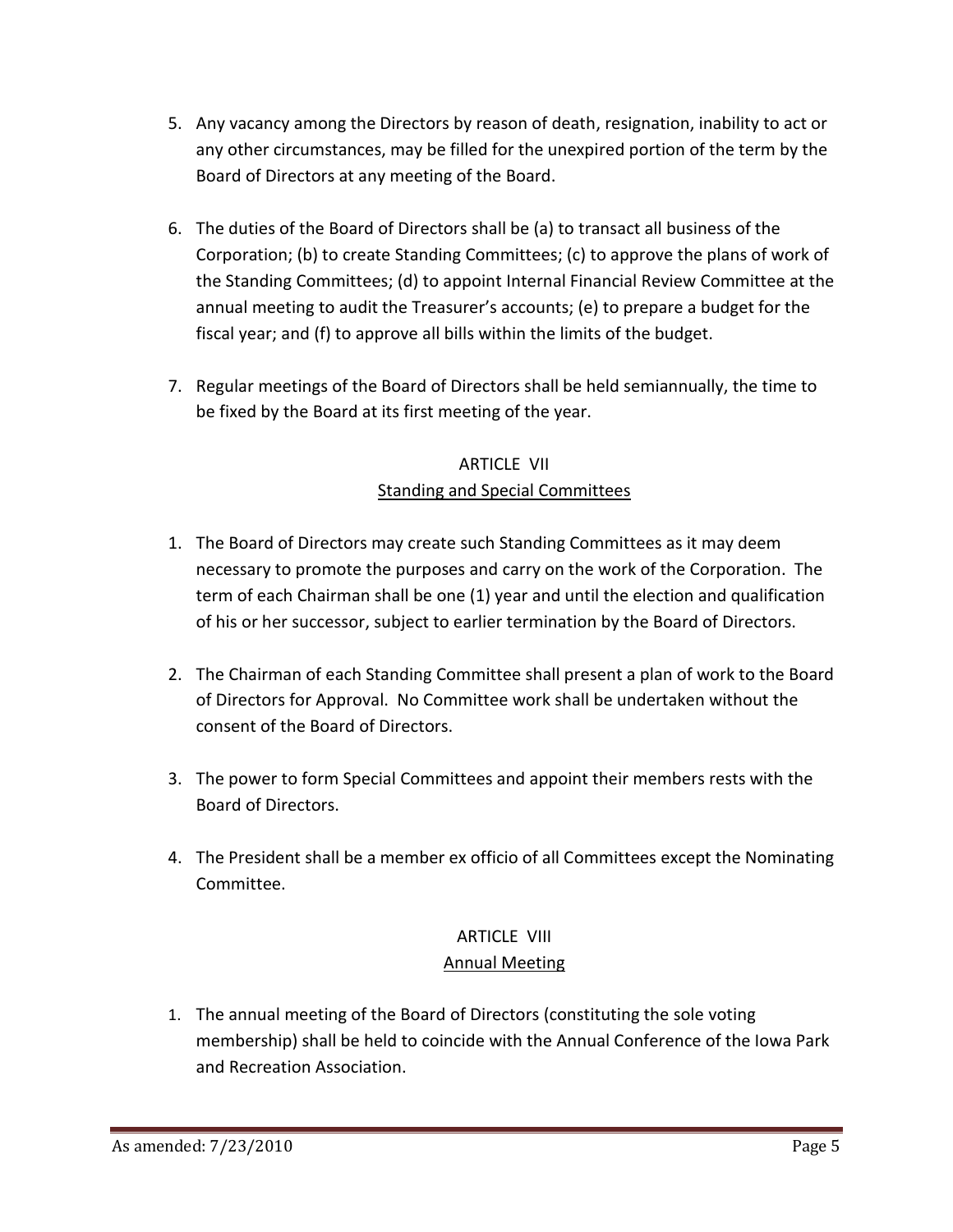5. Any vacancy among the Directors by reason of death, resignation, inability to act or any other circumstances, may be filled for the unexpired portion of the term by the Board of Directors at any meeting of the Board.

6. The duties of the Board of Directors shall be (a) to transact all business of the Corporation; (b) to create Standing Committees; (c) to approve the plans of work of the Standing Committees; (d) to appoint Internal Financial Review Committee at the annual meeting to audit the Treasurer's accounts; (e) to prepare a budget for the fiscal year; and (f) to approve all bills within the limits of the budget.

7. Regular meetings of the Board of Directors shall be held semiannually, the time to be fixed by the Board at its first meeting of the year.

## ARTICLE VII
### Standing and Special Committees

1. The Board of Directors may create such Standing Committees as it may deem necessary to promote the purposes and carry on the work of the Corporation. The term of each Chairman shall be one (1) year and until the election and qualification of his or her successor, subject to earlier termination by the Board of Directors.

2. The Chairman of each Standing Committee shall present a plan of work to the Board of Directors for Approval. No Committee work shall be undertaken without the consent of the Board of Directors.

3. The power to form Special Committees and appoint their members rests with the Board of Directors.

4. The President shall be a member ex officio of all Committees except the Nominating Committee.

## ARTICLE VIII
### Annual Meeting

1. The annual meeting of the Board of Directors (constituting the sole voting membership) shall be held to coincide with the Annual Conference of the Iowa Park and Recreation Association.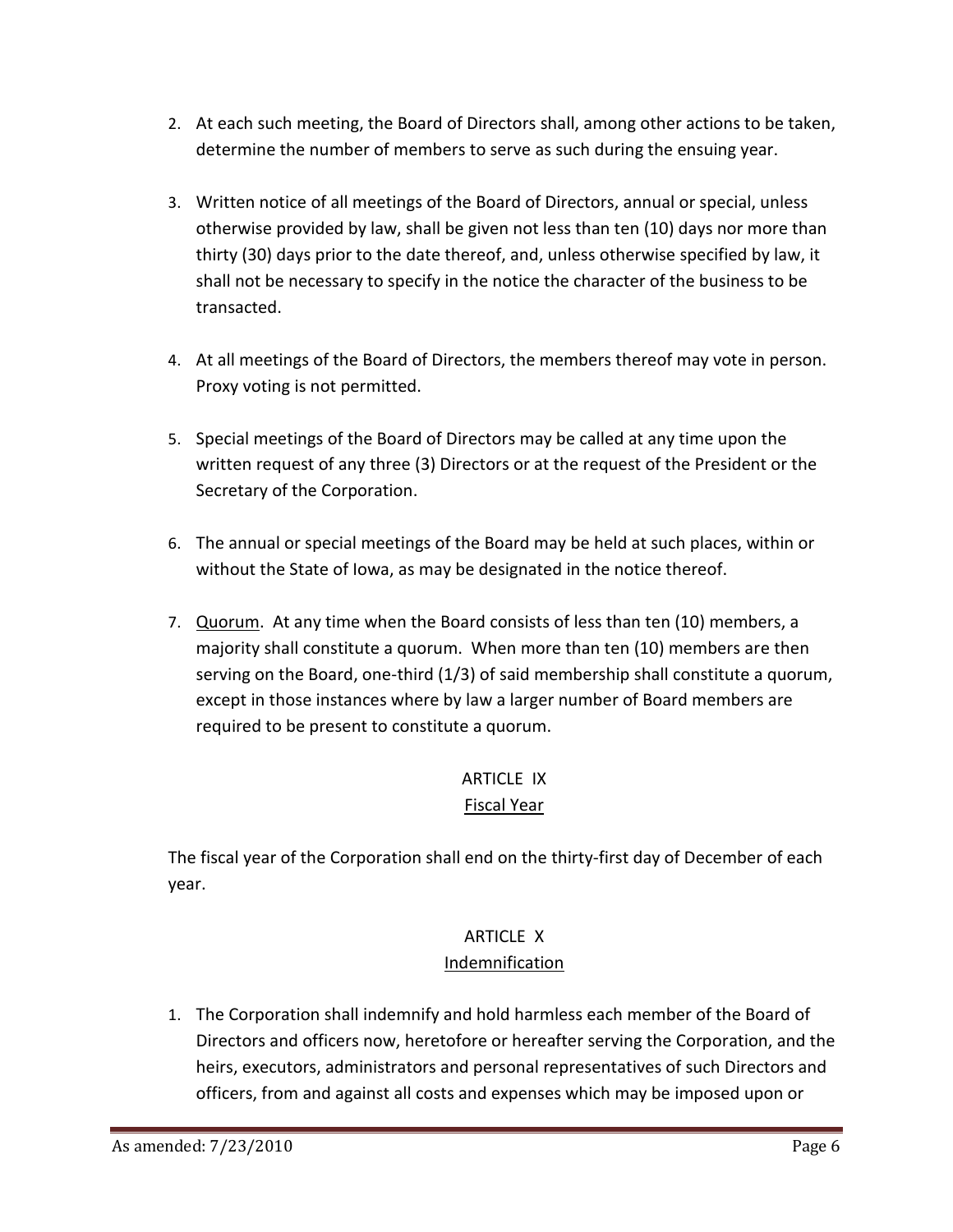2. At each such meeting, the Board of Directors shall, among other actions to be taken, determine the number of members to serve as such during the ensuing year.

3. Written notice of all meetings of the Board of Directors, annual or special, unless otherwise provided by law, shall be given not less than ten (10) days nor more than thirty (30) days prior to the date thereof, and, unless otherwise specified by law, it shall not be necessary to specify in the notice the character of the business to be transacted.

4. At all meetings of the Board of Directors, the members thereof may vote in person. Proxy voting is not permitted.

5. Special meetings of the Board of Directors may be called at any time upon the written request of any three (3) Directors or at the request of the President or the Secretary of the Corporation.

6. The annual or special meetings of the Board may be held at such places, within or without the State of Iowa, as may be designated in the notice thereof.

7. Quorum. At any time when the Board consists of less than ten (10) members, a majority shall constitute a quorum. When more than ten (10) members are then serving on the Board, one-third (1/3) of said membership shall constitute a quorum, except in those instances where by law a larger number of Board members are required to be present to constitute a quorum.

## ARTICLE IX
### Fiscal Year

The fiscal year of the Corporation shall end on the thirty-first day of December of each year.

## ARTICLE X
### Indemnification

1. The Corporation shall indemnify and hold harmless each member of the Board of Directors and officers now, heretofore or hereafter serving the Corporation, and the heirs, executors, administrators and personal representatives of such Directors and officers, from and against all costs and expenses which may be imposed upon or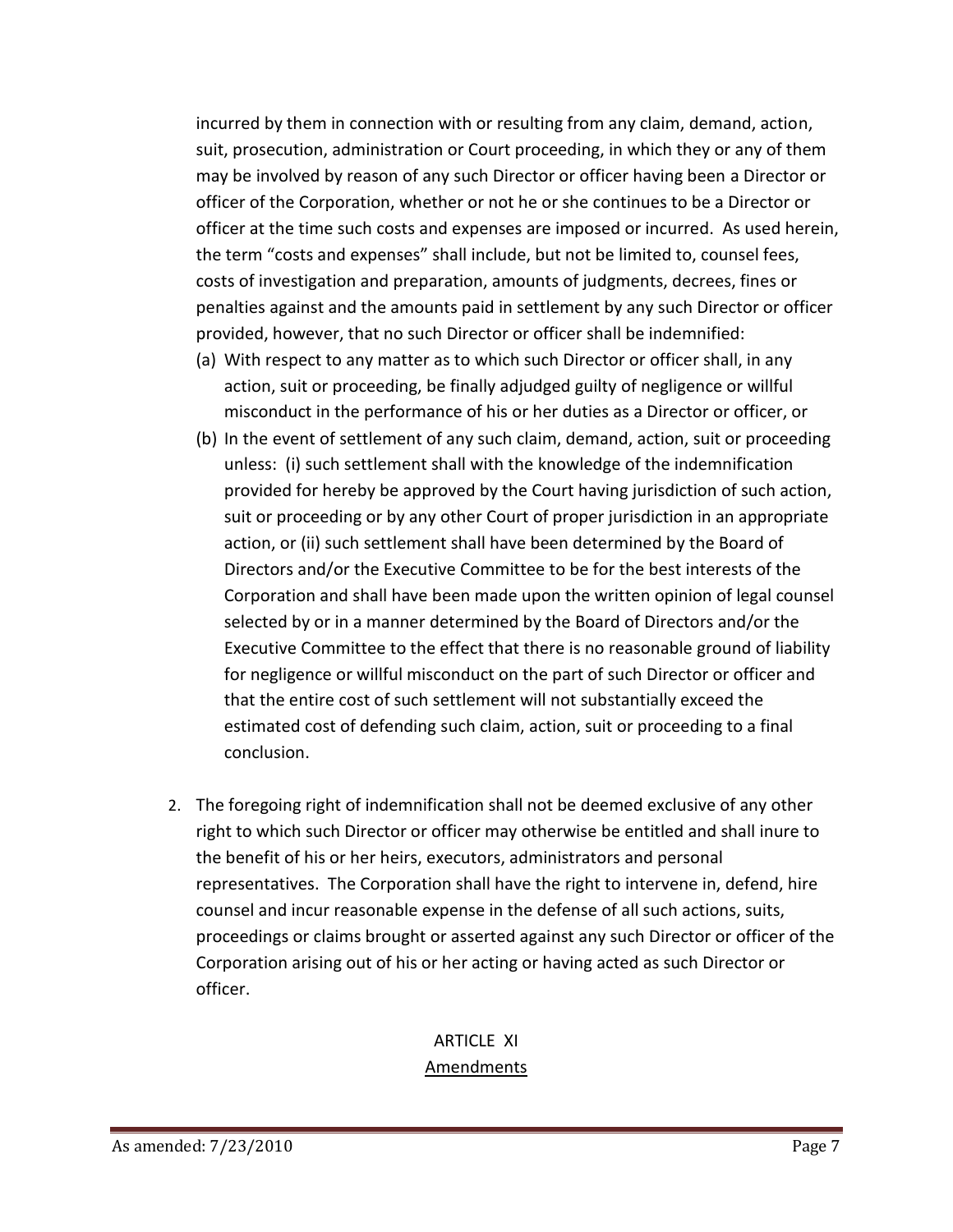incurred by them in connection with or resulting from any claim, demand, action, suit, prosecution, administration or Court proceeding, in which they or any of them may be involved by reason of any such Director or officer having been a Director or officer of the Corporation, whether or not he or she continues to be a Director or officer at the time such costs and expenses are imposed or incurred. As used herein, the term "costs and expenses" shall include, but not be limited to, counsel fees, costs of investigation and preparation, amounts of judgments, decrees, fines or penalties against and the amounts paid in settlement by any such Director or officer provided, however, that no such Director or officer shall be indemnified:

(a) With respect to any matter as to which such Director or officer shall, in any action, suit or proceeding, be finally adjudged guilty of negligence or willful misconduct in the performance of his or her duties as a Director or officer, or

(b) In the event of settlement of any such claim, demand, action, suit or proceeding unless: (i) such settlement shall with the knowledge of the indemnification provided for hereby be approved by the Court having jurisdiction of such action, suit or proceeding or by any other Court of proper jurisdiction in an appropriate action, or (ii) such settlement shall have been determined by the Board of Directors and/or the Executive Committee to be for the best interests of the Corporation and shall have been made upon the written opinion of legal counsel selected by or in a manner determined by the Board of Directors and/or the Executive Committee to the effect that there is no reasonable ground of liability for negligence or willful misconduct on the part of such Director or officer and that the entire cost of such settlement will not substantially exceed the estimated cost of defending such claim, action, suit or proceeding to a final conclusion.

2. The foregoing right of indemnification shall not be deemed exclusive of any other right to which such Director or officer may otherwise be entitled and shall inure to the benefit of his or her heirs, executors, administrators and personal representatives. The Corporation shall have the right to intervene in, defend, hire counsel and incur reasonable expense in the defense of all such actions, suits, proceedings or claims brought or asserted against any such Director or officer of the Corporation arising out of his or her acting or having acted as such Director or officer.

## ARTICLE XI
## Amendments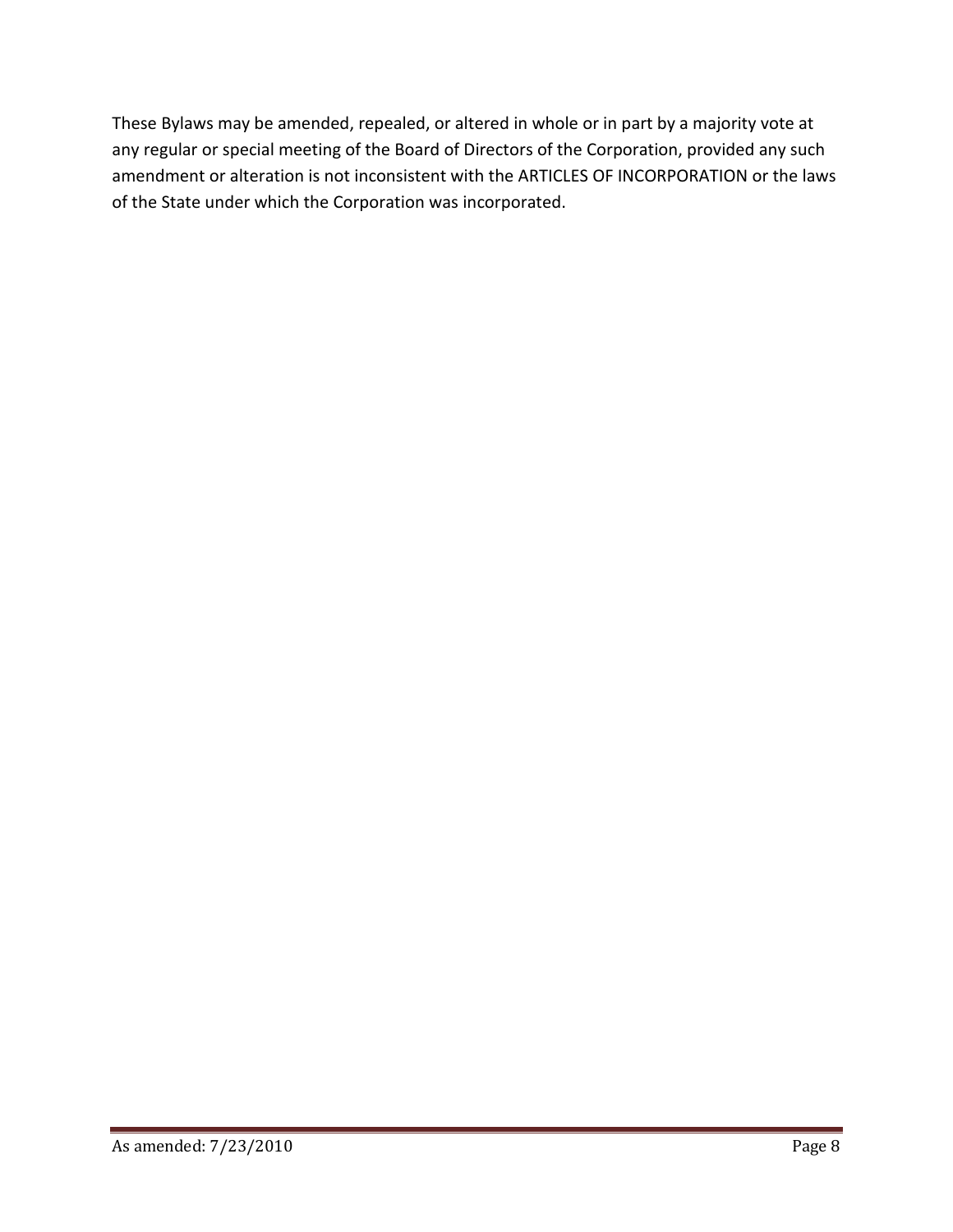These Bylaws may be amended, repealed, or altered in whole or in part by a majority vote at any regular or special meeting of the Board of Directors of the Corporation, provided any such amendment or alteration is not inconsistent with the ARTICLES OF INCORPORATION or the laws of the State under which the Corporation was incorporated.